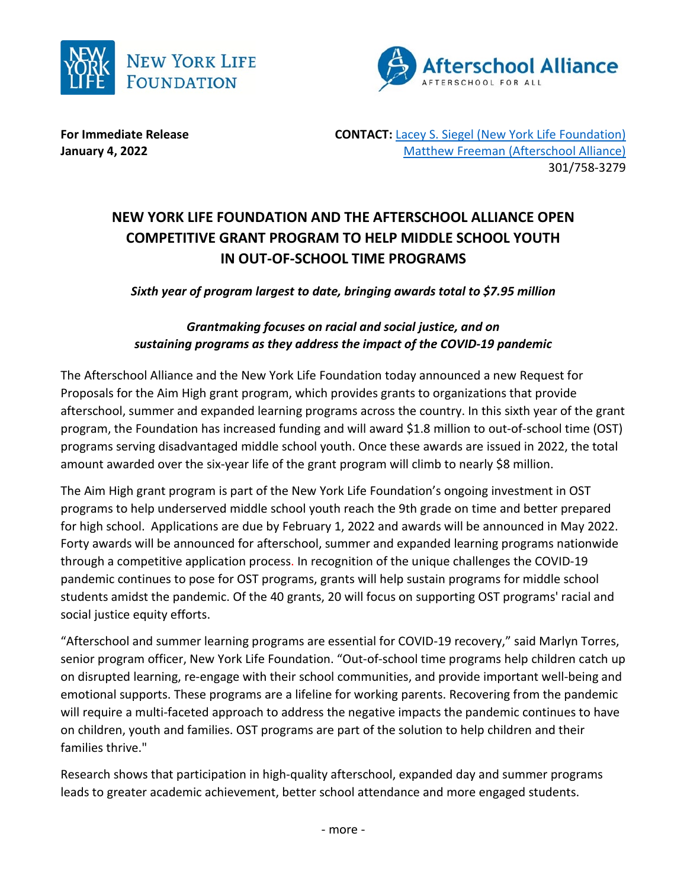**For Immediate Release**
**January 4, 2022**

**CONTACT:** Lacey S. Siegel (New York Life Foundation)
Matthew Freeman (Afterschool Alliance)
301/758-3279

# NEW YORK LIFE FOUNDATION AND THE AFTERSCHOOL ALLIANCE OPEN COMPETITIVE GRANT PROGRAM TO HELP MIDDLE SCHOOL YOUTH IN OUT-OF-SCHOOL TIME PROGRAMS

***Sixth year of program largest to date, bringing awards total to $7.95 million***

***Grantmaking focuses on racial and social justice, and on sustaining programs as they address the impact of the COVID-19 pandemic***

The Afterschool Alliance and the New York Life Foundation today announced a new Request for Proposals for the Aim High grant program, which provides grants to organizations that provide afterschool, summer and expanded learning programs across the country. In this sixth year of the grant program, the Foundation has increased funding and will award $1.8 million to out-of-school time (OST) programs serving disadvantaged middle school youth. Once these awards are issued in 2022, the total amount awarded over the six-year life of the grant program will climb to nearly $8 million.

The Aim High grant program is part of the New York Life Foundation's ongoing investment in OST programs to help underserved middle school youth reach the 9th grade on time and better prepared for high school. Applications are due by February 1, 2022 and awards will be announced in May 2022. Forty awards will be announced for afterschool, summer and expanded learning programs nationwide through a competitive application process. In recognition of the unique challenges the COVID-19 pandemic continues to pose for OST programs, grants will help sustain programs for middle school students amidst the pandemic. Of the 40 grants, 20 will focus on supporting OST programs' racial and social justice equity efforts.

"Afterschool and summer learning programs are essential for COVID-19 recovery," said Marlyn Torres, senior program officer, New York Life Foundation. "Out-of-school time programs help children catch up on disrupted learning, re-engage with their school communities, and provide important well-being and emotional supports. These programs are a lifeline for working parents. Recovering from the pandemic will require a multi-faceted approach to address the negative impacts the pandemic continues to have on children, youth and families. OST programs are part of the solution to help children and their families thrive."

Research shows that participation in high-quality afterschool, expanded day and summer programs leads to greater academic achievement, better school attendance and more engaged students.

- more -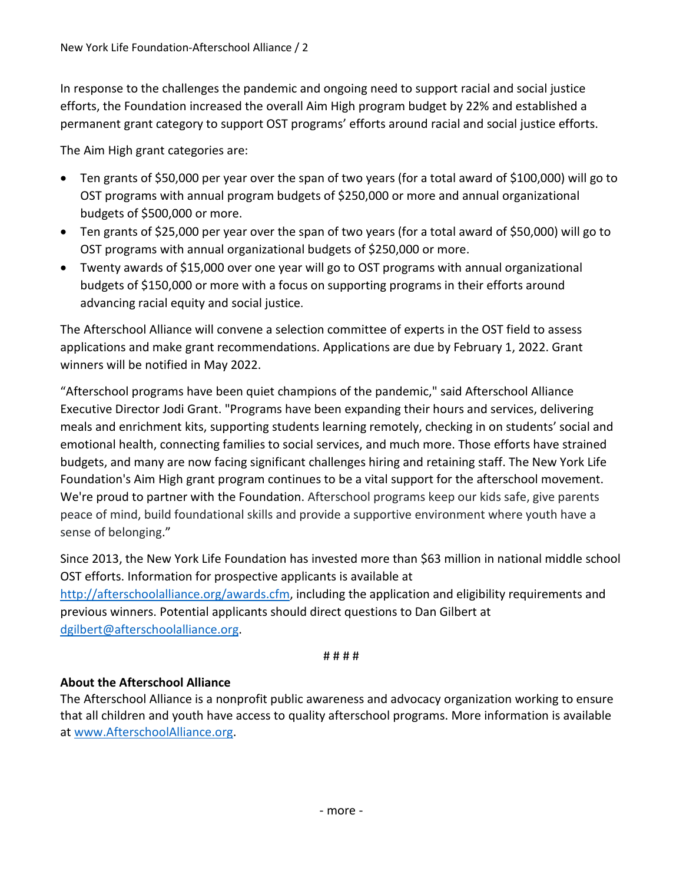In response to the challenges the pandemic and ongoing need to support racial and social justice efforts, the Foundation increased the overall Aim High program budget by 22% and established a permanent grant category to support OST programs' efforts around racial and social justice efforts.

The Aim High grant categories are:

- Ten grants of $50,000 per year over the span of two years (for a total award of $100,000) will go to OST programs with annual program budgets of $250,000 or more and annual organizational budgets of $500,000 or more.
- Ten grants of $25,000 per year over the span of two years (for a total award of $50,000) will go to OST programs with annual organizational budgets of $250,000 or more.
- Twenty awards of $15,000 over one year will go to OST programs with annual organizational budgets of $150,000 or more with a focus on supporting programs in their efforts around advancing racial equity and social justice.

The Afterschool Alliance will convene a selection committee of experts in the OST field to assess applications and make grant recommendations. Applications are due by February 1, 2022. Grant winners will be notified in May 2022.

"Afterschool programs have been quiet champions of the pandemic," said Afterschool Alliance Executive Director Jodi Grant. "Programs have been expanding their hours and services, delivering meals and enrichment kits, supporting students learning remotely, checking in on students' social and emotional health, connecting families to social services, and much more. Those efforts have strained budgets, and many are now facing significant challenges hiring and retaining staff. The New York Life Foundation's Aim High grant program continues to be a vital support for the afterschool movement. We're proud to partner with the Foundation. Afterschool programs keep our kids safe, give parents peace of mind, build foundational skills and provide a supportive environment where youth have a sense of belonging."

Since 2013, the New York Life Foundation has invested more than $63 million in national middle school OST efforts. Information for prospective applicants is available at [http://afterschoolalliance.org/awards.cfm](http://afterschoolalliance.org/awards.cfm), including the application and eligibility requirements and previous winners. Potential applicants should direct questions to Dan Gilbert at [dgilbert@afterschoolalliance.org](mailto:dgilbert@afterschoolalliance.org).

# # # #

**About the Afterschool Alliance**
The Afterschool Alliance is a nonprofit public awareness and advocacy organization working to ensure that all children and youth have access to quality afterschool programs. More information is available at [www.AfterschoolAlliance.org](http://www.AfterschoolAlliance.org).

- more -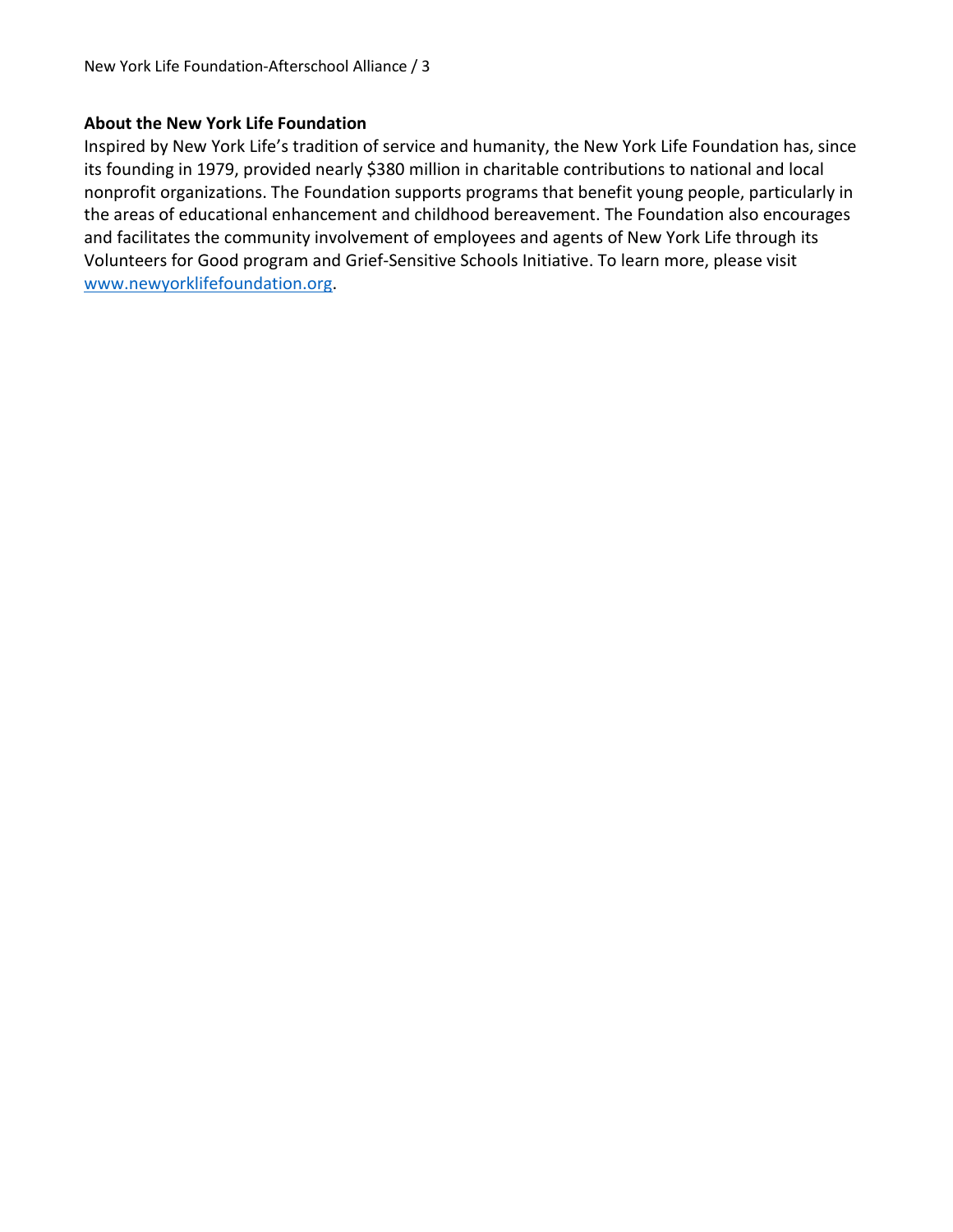**About the New York Life Foundation**

Inspired by New York Life's tradition of service and humanity, the New York Life Foundation has, since its founding in 1979, provided nearly $380 million in charitable contributions to national and local nonprofit organizations. The Foundation supports programs that benefit young people, particularly in the areas of educational enhancement and childhood bereavement. The Foundation also encourages and facilitates the community involvement of employees and agents of New York Life through its Volunteers for Good program and Grief-Sensitive Schools Initiative. To learn more, please visit [www.newyorklifefoundation.org](http://www.newyorklifefoundation.org).